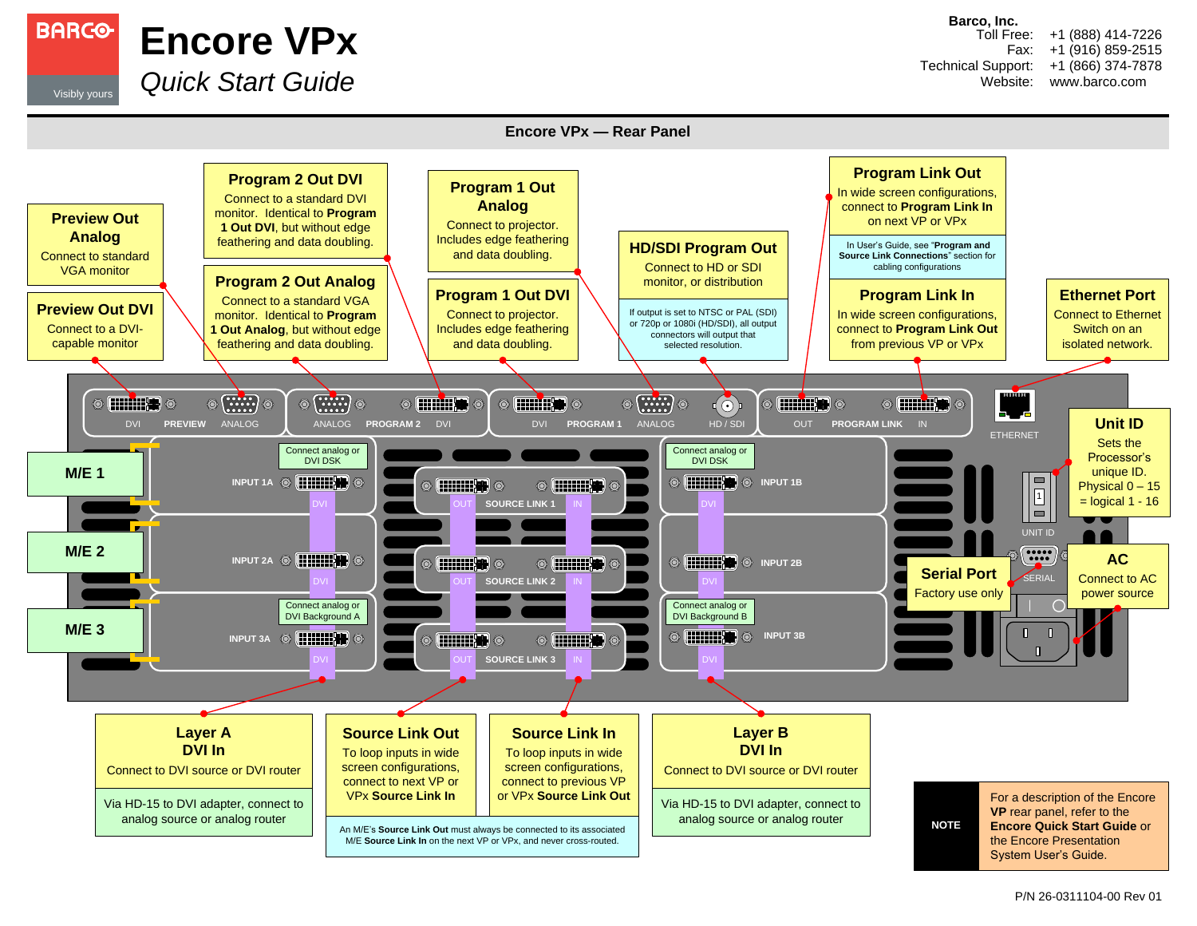# Encore VPx

*Quick Start Guide*

**Barco, Inc.**
Toll Free: +1 (888) 414-7226
Fax: +1 (916) 859-2515
Technical Support: +1 (866) 374-7878
Website: www.barco.com

## Encore VPx — Rear Panel

### Preview Out Analog
Connect to standard VGA monitor

### Preview Out DVI
Connect to a DVI-capable monitor

### Program 2 Out DVI
Connect to a standard DVI monitor. Identical to **Program 1 Out DVI**, but without edge feathering and data doubling.

### Program 2 Out Analog
Connect to a standard VGA monitor. Identical to **Program 1 Out Analog**, but without edge feathering and data doubling.

### Program 1 Out Analog
Connect to projector. Includes edge feathering and data doubling.

### Program 1 Out DVI
Connect to projector. Includes edge feathering and data doubling.

### HD/SDI Program Out
Connect to HD or SDI monitor, or distribution

If output is set to NTSC or PAL (SDI) or 720p or 1080i (HD/SDI), all output connectors will output that selected resolution.

### Program Link Out
In wide screen configurations, connect to **Program Link In** on next VP or VPx

In User's Guide, see "**Program and Source Link Connections**" section for cabling configurations

### Program Link In
In wide screen configurations, connect to **Program Link Out** from previous VP or VPx

### Ethernet Port
Connect to Ethernet Switch on an isolated network.

### Unit ID
Sets the Processor's unique ID. Physical 0 – 15 = logical 1 - 16

### Serial Port
Factory use only

### AC
Connect to AC power source

Panel labels: DVI, PREVIEW, ANALOG, ANALOG, PROGRAM 2, DVI, DVI, PROGRAM 1, ANALOG, HD / SDI, OUT, PROGRAM LINK, IN, ETHERNET, UNIT ID, SERIAL

M/E 1 — INPUT 1A (Connect analog or DVI DSK), SOURCE LINK 1 (OUT / IN), INPUT 1B (Connect analog or DVI DSK)

M/E 2 — INPUT 2A, SOURCE LINK 2 (OUT / IN), INPUT 2B

M/E 3 — INPUT 3A (Connect analog or DVI Background A), SOURCE LINK 3 (OUT / IN), INPUT 3B (Connect analog or DVI Background B)

### Layer A DVI In
Connect to DVI source or DVI router

Via HD-15 to DVI adapter, connect to analog source or analog router

### Source Link Out
To loop inputs in wide screen configurations, connect to next VP or VPx **Source Link In**

### Source Link In
To loop inputs in wide screen configurations, connect to previous VP or VPx **Source Link Out**

An M/E's **Source Link Out** must always be connected to its associated M/E **Source Link In** on the next VP or VPx, and never cross-routed.

### Layer B DVI In
Connect to DVI source or DVI router

Via HD-15 to DVI adapter, connect to analog source or analog router

**NOTE**: For a description of the Encore **VP** rear panel, refer to the **Encore Quick Start Guide** or the Encore Presentation System User's Guide.

P/N 26-0311104-00 Rev 01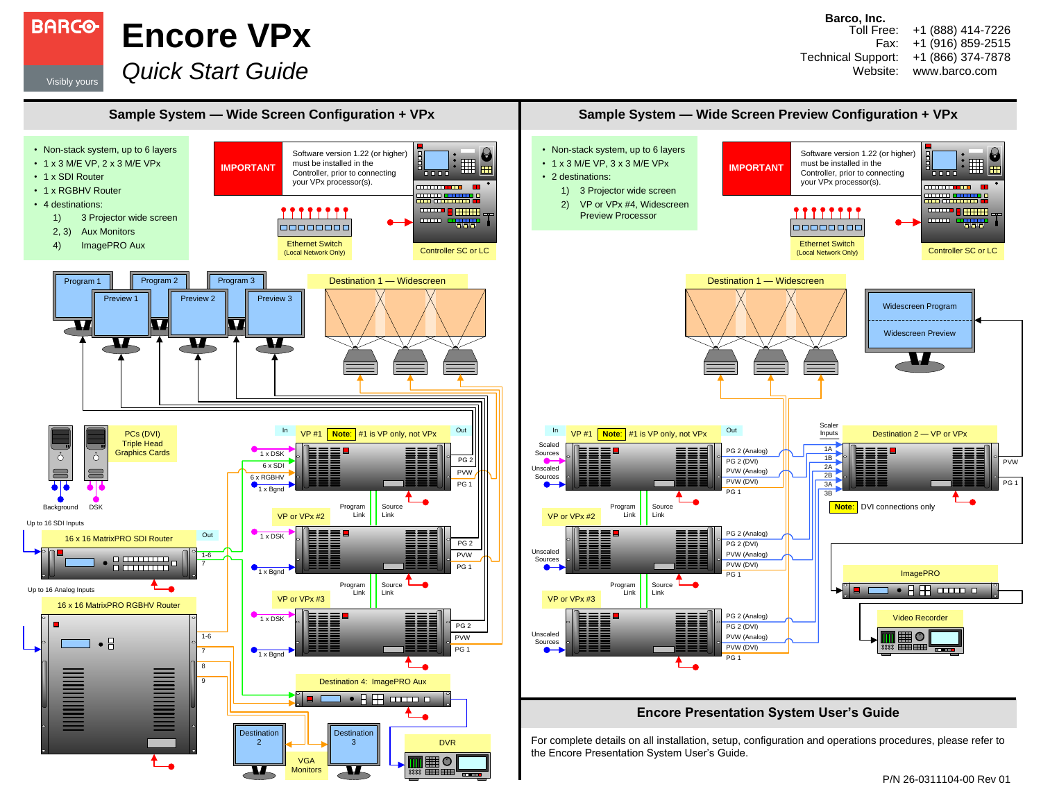# Encore VPx

*Quick Start Guide*

BARCO
Visibly yours

**Barco, Inc.**
Toll Free: +1 (888) 414-7226
Fax: +1 (916) 859-2515
Technical Support: +1 (866) 374-7878
Website: www.barco.com

## Sample System — Wide Screen Configuration + VPx

- Non-stack system, up to 6 layers
- 1 x 3 M/E VP, 2 x 3 M/E VPx
- 1 x SDI Router
- 1 x RGBHV Router
- 4 destinations:
  1) 3 Projector wide screen
  2, 3) Aux Monitors
  4) ImagePRO Aux

**IMPORTANT** Software version 1.22 (or higher) must be installed in the Controller, prior to connecting your VPx processor(s).

Ethernet Switch (Local Network Only)

Controller SC or LC

Program 1
Program 2
Program 3
Preview 1
Preview 2
Preview 3

Destination 1 — Widescreen

PCs (DVI) Triple Head Graphics Cards

Background
DSK

Up to 16 SDI Inputs

16 x 16 MatrixPRO SDI Router

Out

1-6
7

Up to 16 Analog Inputs

16 x 16 MatrixPRO RGBHV Router

1-6
7
8
9

In

VP #1 **Note:** #1 is VP only, not VPx

Out

1 x DSK
6 x SDI
6 x RGBHV
1 x Bgnd

PG 2
PVW
PG 1

Program Link
Source Link

VP or VPx #2

1 x DSK
1 x Bgnd

PG 2
PVW
PG 1

Program Link
Source Link

VP or VPx #3

1 x DSK
1 x Bgnd

PG 2
PVW
PG 1

Destination 4: ImagePRO Aux

Destination 2
Destination 3
VGA Monitors

DVR

## Sample System — Wide Screen Preview Configuration + VPx

- Non-stack system, up to 6 layers
- 1 x 3 M/E VP, 3 x 3 M/E VPx
- 2 destinations:
  1) 3 Projector wide screen
  2) VP or VPx #4, Widescreen Preview Processor

**IMPORTANT** Software version 1.22 (or higher) must be installed in the Controller, prior to connecting your VPx processor(s).

Ethernet Switch (Local Network Only)

Controller SC or LC

Destination 1 — Widescreen

Widescreen Program
Widescreen Preview

In

VP #1 **Note:** #1 is VP only, not VPx

Out

Scaled Sources
Unscaled Sources

PG 2 (Analog)
PG 2 (DVI)
PVW (Analog)
PVW (DVI)
PG 1

Scaler Inputs

Destination 2 — VP or VPx

1A
1B
2A
2B
3A
3B

PVW
PG 1

**Note:** DVI connections only

Program Link
Source Link

VP or VPx #2

Unscaled Sources

PG 2 (Analog)
PG 2 (DVI)
PVW (Analog)
PVW (DVI)
PG 1

Program Link
Source Link

VP or VPx #3

Unscaled Sources

PG 2 (Analog)
PG 2 (DVI)
PVW (Analog)
PVW (DVI)
PG 1

ImagePRO

Video Recorder

## Encore Presentation System User's Guide

For complete details on all installation, setup, configuration and operations procedures, please refer to the Encore Presentation System User's Guide.

P/N 26-0311104-00 Rev 01